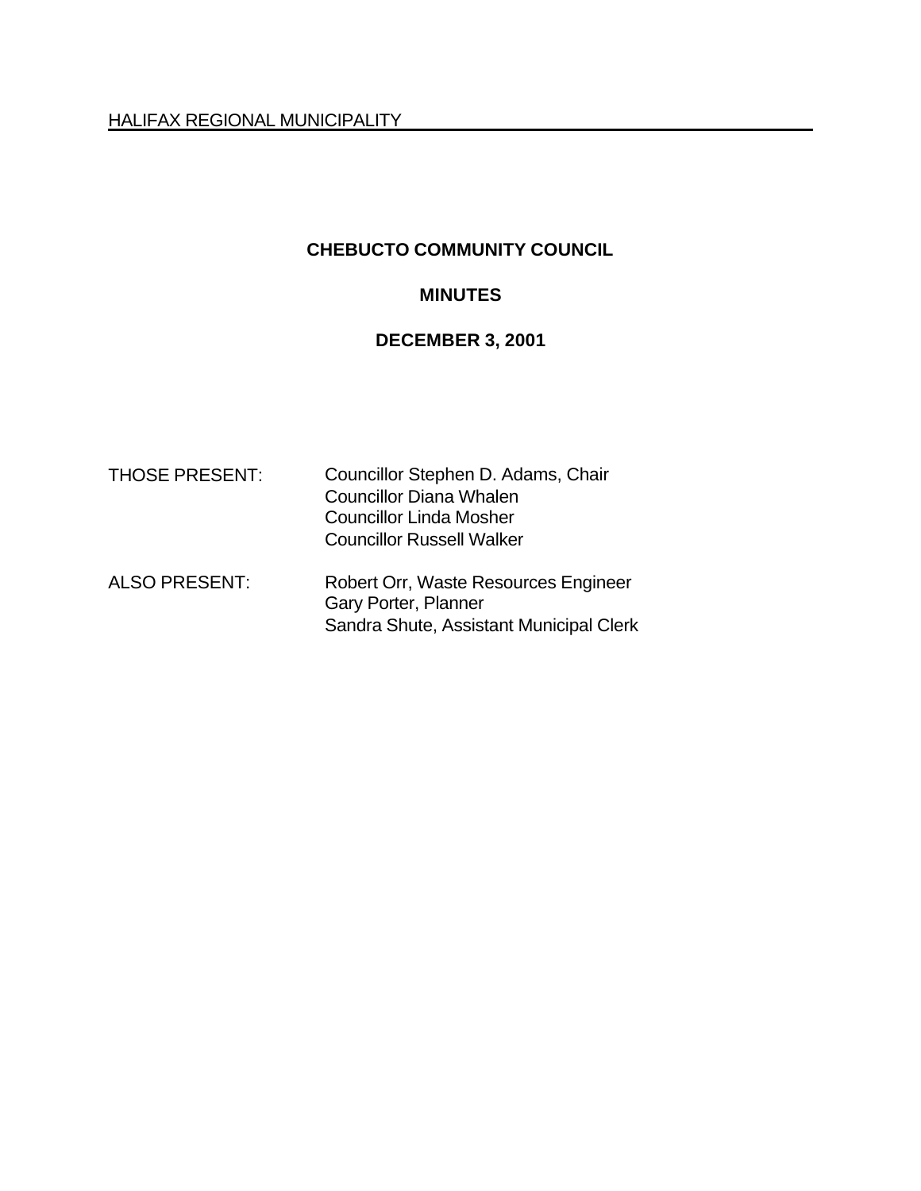HALIFAX REGIONAL MUNICIPALITY

# CHEBUCTO COMMUNITY COUNCIL

## MINUTES

## DECEMBER 3, 2001

THOSE PRESENT: Councillor Stephen D. Adams, Chair
Councillor Diana Whalen
Councillor Linda Mosher
Councillor Russell Walker

ALSO PRESENT: Robert Orr, Waste Resources Engineer
Gary Porter, Planner
Sandra Shute, Assistant Municipal Clerk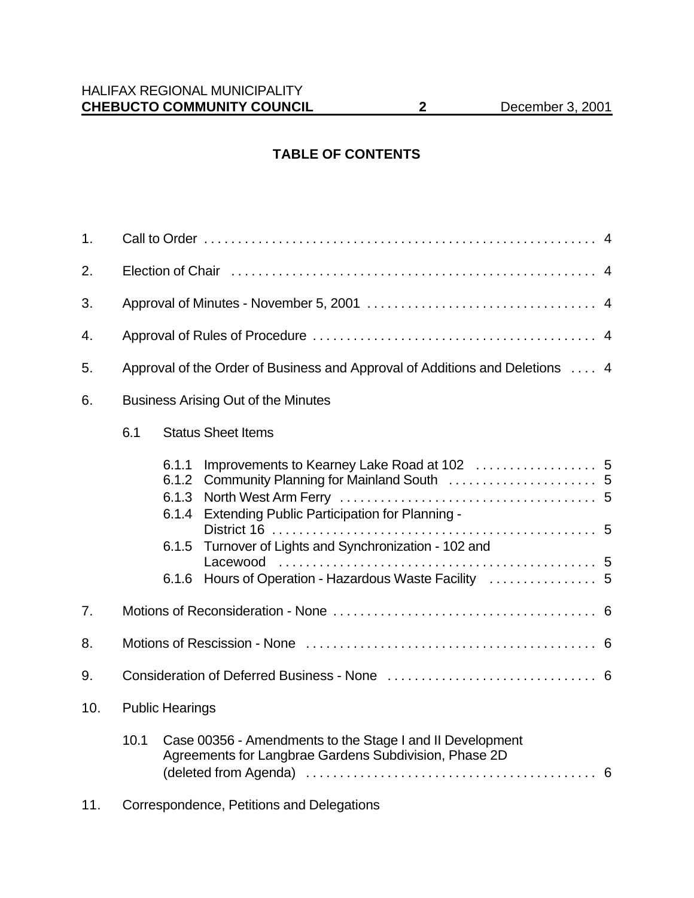## TABLE OF CONTENTS

1. Call to Order . . . . . . . . . . . . . . . . . . . . . . . . . . . . . . . . . . . . . . . . . . . . . . . . . . . . . . . . . . 4

2. Election of Chair . . . . . . . . . . . . . . . . . . . . . . . . . . . . . . . . . . . . . . . . . . . . . . . . . . . . . . . 4

3. Approval of Minutes - November 5, 2001 . . . . . . . . . . . . . . . . . . . . . . . . . . . . . . . . . . 4

4. Approval of Rules of Procedure . . . . . . . . . . . . . . . . . . . . . . . . . . . . . . . . . . . . . . . . . . 4

5. Approval of the Order of Business and Approval of Additions and Deletions . . . . 4

6. Business Arising Out of the Minutes

   6.1 Status Sheet Items

   6.1.1 Improvements to Kearney Lake Road at 102 . . . . . . . . . . . . . . . . . . 5
   6.1.2 Community Planning for Mainland South . . . . . . . . . . . . . . . . . . . . . . 5
   6.1.3 North West Arm Ferry . . . . . . . . . . . . . . . . . . . . . . . . . . . . . . . . . . . . . . 5
   6.1.4 Extending Public Participation for Planning - District 16 . . . . . . . . . . . . . . . . . . . . . . . . . . . . . . . . . . . . . . . . . . . . . . . . . 5
   6.1.5 Turnover of Lights and Synchronization - 102 and Lacewood . . . . . . . . . . . . . . . . . . . . . . . . . . . . . . . . . . . . . . . . . . . . . . . 5
   6.1.6 Hours of Operation - Hazardous Waste Facility . . . . . . . . . . . . . . . . 5

7. Motions of Reconsideration - None . . . . . . . . . . . . . . . . . . . . . . . . . . . . . . . . . . . . . . . 6

8. Motions of Rescission - None . . . . . . . . . . . . . . . . . . . . . . . . . . . . . . . . . . . . . . . . . . . 6

9. Consideration of Deferred Business - None . . . . . . . . . . . . . . . . . . . . . . . . . . . . . . . 6

10. Public Hearings

    10.1 Case 00356 - Amendments to the Stage I and II Development Agreements for Langbrae Gardens Subdivision, Phase 2D (deleted from Agenda) . . . . . . . . . . . . . . . . . . . . . . . . . . . . . . . . . . . . . . . . . . . 6

11. Correspondence, Petitions and Delegations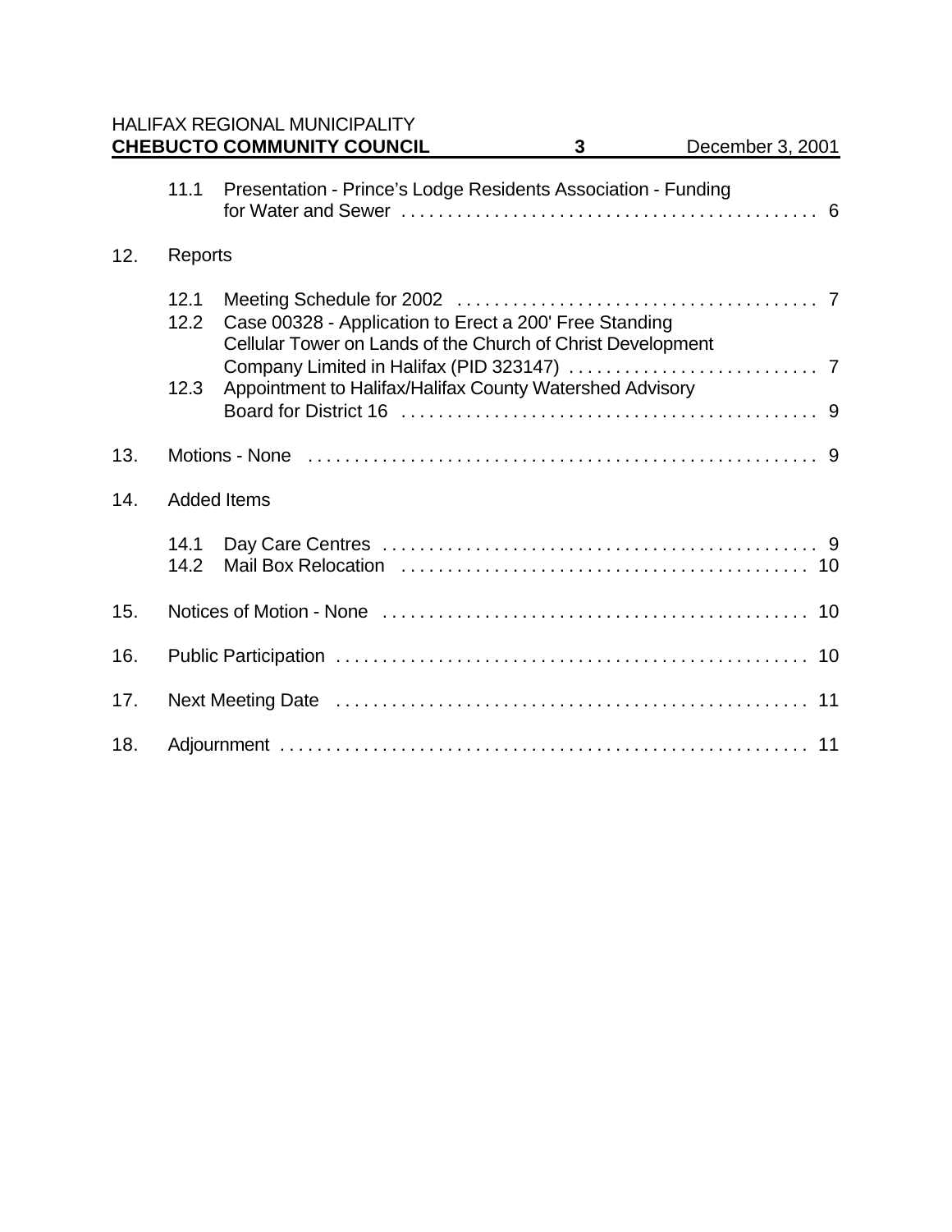11.1 Presentation - Prince's Lodge Residents Association - Funding for Water and Sewer . . . . . . . . . . . . . . . . . . . . . . . . . . . . . . . . . . . . . . . . . . . . 6

12. Reports

12.1 Meeting Schedule for 2002 . . . . . . . . . . . . . . . . . . . . . . . . . . . . . . . . . . . . . . 7
12.2 Case 00328 - Application to Erect a 200' Free Standing Cellular Tower on Lands of the Church of Christ Development Company Limited in Halifax (PID 323147) . . . . . . . . . . . . . . . . . . . . . . . . . . . 7
12.3 Appointment to Halifax/Halifax County Watershed Advisory Board for District 16 . . . . . . . . . . . . . . . . . . . . . . . . . . . . . . . . . . . . . . . . . . . . . 9

13. Motions - None . . . . . . . . . . . . . . . . . . . . . . . . . . . . . . . . . . . . . . . . . . . . . . . . . . . . . . 9

14. Added Items

14.1 Day Care Centres . . . . . . . . . . . . . . . . . . . . . . . . . . . . . . . . . . . . . . . . . . . . . . . 9
14.2 Mail Box Relocation . . . . . . . . . . . . . . . . . . . . . . . . . . . . . . . . . . . . . . . . . . . . 10

15. Notices of Motion - None . . . . . . . . . . . . . . . . . . . . . . . . . . . . . . . . . . . . . . . . . . . . . 10

16. Public Participation . . . . . . . . . . . . . . . . . . . . . . . . . . . . . . . . . . . . . . . . . . . . . . . . . . 10

17. Next Meeting Date . . . . . . . . . . . . . . . . . . . . . . . . . . . . . . . . . . . . . . . . . . . . . . . . . . 11

18. Adjournment . . . . . . . . . . . . . . . . . . . . . . . . . . . . . . . . . . . . . . . . . . . . . . . . . . . . . . . 11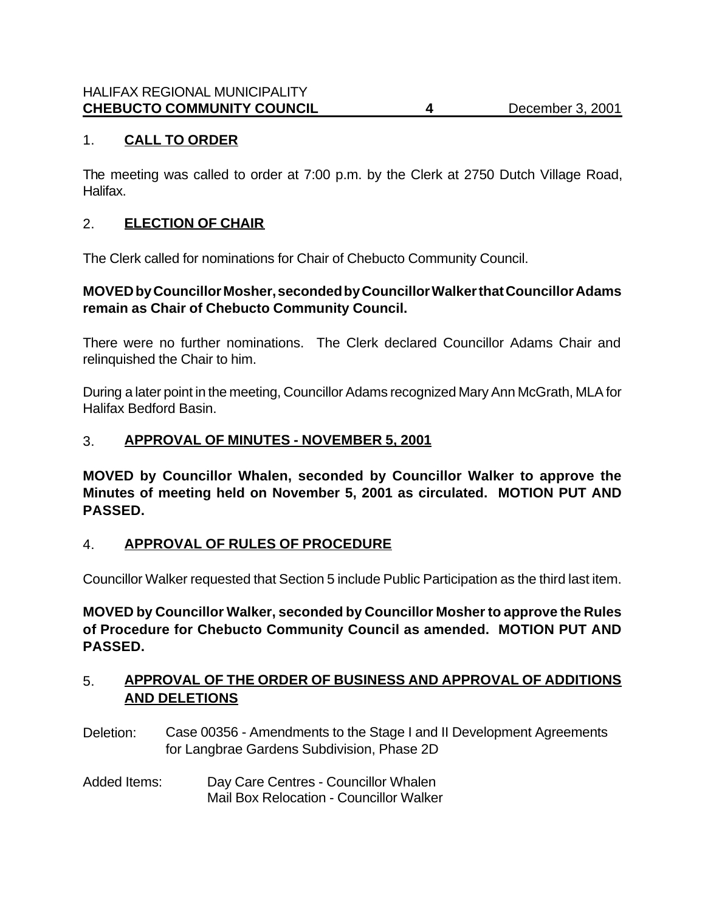## 1. CALL TO ORDER

The meeting was called to order at 7:00 p.m. by the Clerk at 2750 Dutch Village Road, Halifax.

## 2. ELECTION OF CHAIR

The Clerk called for nominations for Chair of Chebucto Community Council.

**MOVED by Councillor Mosher, seconded by Councillor Walker that Councillor Adams remain as Chair of Chebucto Community Council.**

There were no further nominations. The Clerk declared Councillor Adams Chair and relinquished the Chair to him.

During a later point in the meeting, Councillor Adams recognized Mary Ann McGrath, MLA for Halifax Bedford Basin.

## 3. APPROVAL OF MINUTES - NOVEMBER 5, 2001

**MOVED by Councillor Whalen, seconded by Councillor Walker to approve the Minutes of meeting held on November 5, 2001 as circulated. MOTION PUT AND PASSED.**

## 4. APPROVAL OF RULES OF PROCEDURE

Councillor Walker requested that Section 5 include Public Participation as the third last item.

**MOVED by Councillor Walker, seconded by Councillor Mosher to approve the Rules of Procedure for Chebucto Community Council as amended. MOTION PUT AND PASSED.**

## 5. APPROVAL OF THE ORDER OF BUSINESS AND APPROVAL OF ADDITIONS AND DELETIONS

Deletion: Case 00356 - Amendments to the Stage I and II Development Agreements for Langbrae Gardens Subdivision, Phase 2D

Added Items: Day Care Centres - Councillor Whalen
Mail Box Relocation - Councillor Walker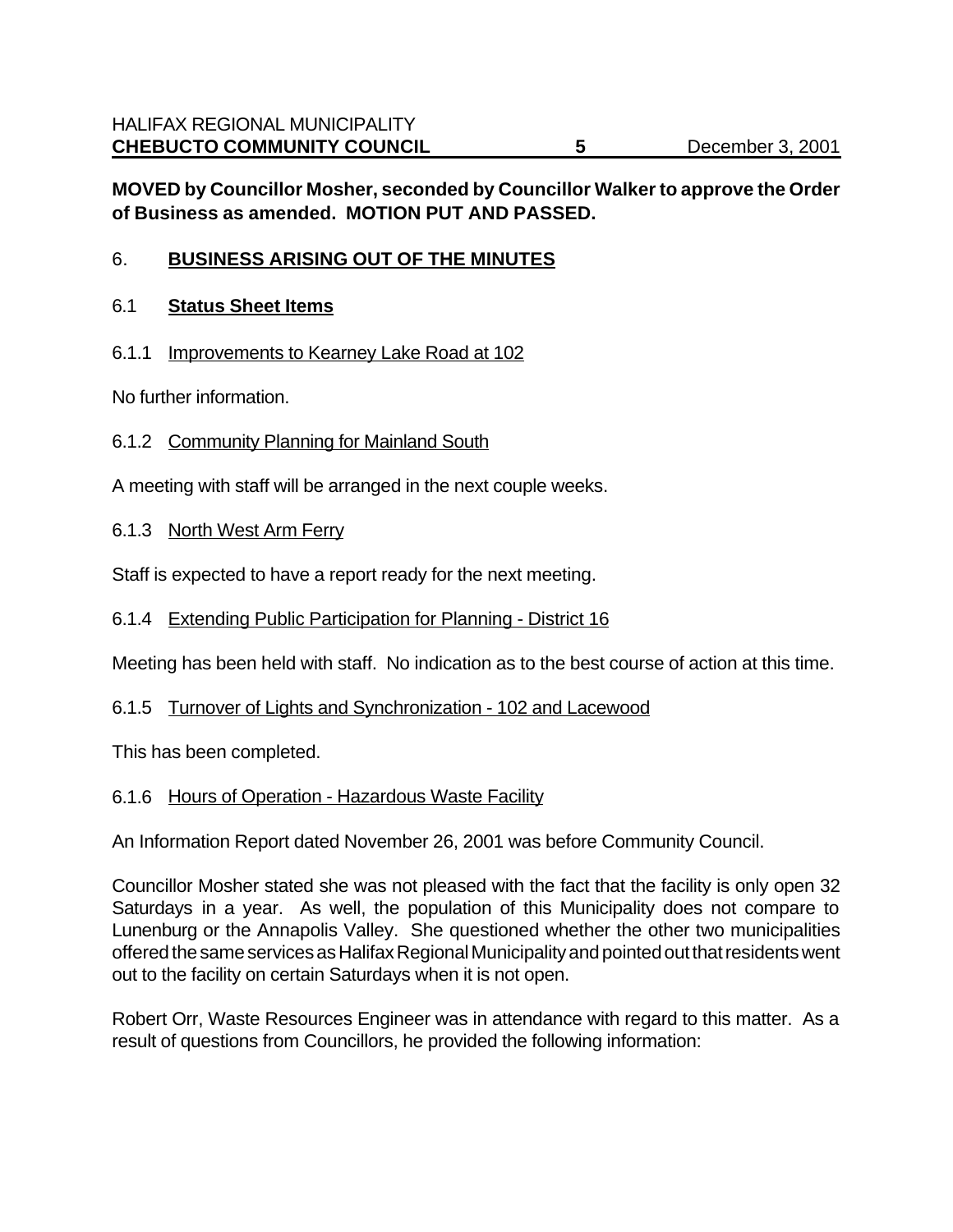**MOVED by Councillor Mosher, seconded by Councillor Walker to approve the Order of Business as amended. MOTION PUT AND PASSED.**

## 6. BUSINESS ARISING OUT OF THE MINUTES

### 6.1 Status Sheet Items

#### 6.1.1 Improvements to Kearney Lake Road at 102

No further information.

#### 6.1.2 Community Planning for Mainland South

A meeting with staff will be arranged in the next couple weeks.

#### 6.1.3 North West Arm Ferry

Staff is expected to have a report ready for the next meeting.

#### 6.1.4 Extending Public Participation for Planning - District 16

Meeting has been held with staff. No indication as to the best course of action at this time.

#### 6.1.5 Turnover of Lights and Synchronization - 102 and Lacewood

This has been completed.

#### 6.1.6 Hours of Operation - Hazardous Waste Facility

An Information Report dated November 26, 2001 was before Community Council.

Councillor Mosher stated she was not pleased with the fact that the facility is only open 32 Saturdays in a year. As well, the population of this Municipality does not compare to Lunenburg or the Annapolis Valley. She questioned whether the other two municipalities offered the same services as Halifax Regional Municipality and pointed out that residents went out to the facility on certain Saturdays when it is not open.

Robert Orr, Waste Resources Engineer was in attendance with regard to this matter. As a result of questions from Councillors, he provided the following information: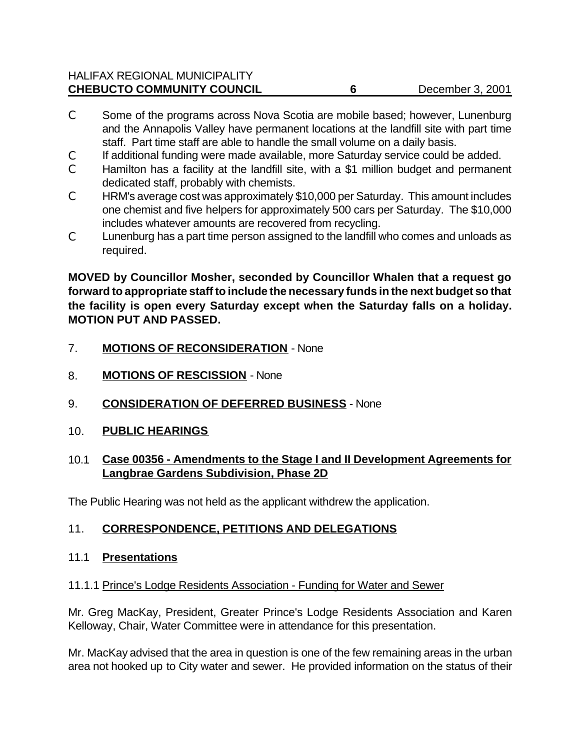- Some of the programs across Nova Scotia are mobile based; however, Lunenburg and the Annapolis Valley have permanent locations at the landfill site with part time staff. Part time staff are able to handle the small volume on a daily basis.
- If additional funding were made available, more Saturday service could be added.
- Hamilton has a facility at the landfill site, with a $1 million budget and permanent dedicated staff, probably with chemists.
- HRM's average cost was approximately $10,000 per Saturday. This amount includes one chemist and five helpers for approximately 500 cars per Saturday. The $10,000 includes whatever amounts are recovered from recycling.
- Lunenburg has a part time person assigned to the landfill who comes and unloads as required.

**MOVED by Councillor Mosher, seconded by Councillor Whalen that a request go forward to appropriate staff to include the necessary funds in the next budget so that the facility is open every Saturday except when the Saturday falls on a holiday. MOTION PUT AND PASSED.**

## 7. MOTIONS OF RECONSIDERATION - None

## 8. MOTIONS OF RESCISSION - None

## 9. CONSIDERATION OF DEFERRED BUSINESS - None

## 10. PUBLIC HEARINGS

### 10.1 Case 00356 - Amendments to the Stage I and II Development Agreements for Langbrae Gardens Subdivision, Phase 2D

The Public Hearing was not held as the applicant withdrew the application.

## 11. CORRESPONDENCE, PETITIONS AND DELEGATIONS

### 11.1 Presentations

#### 11.1.1 Prince's Lodge Residents Association - Funding for Water and Sewer

Mr. Greg MacKay, President, Greater Prince's Lodge Residents Association and Karen Kelloway, Chair, Water Committee were in attendance for this presentation.

Mr. MacKay advised that the area in question is one of the few remaining areas in the urban area not hooked up to City water and sewer. He provided information on the status of their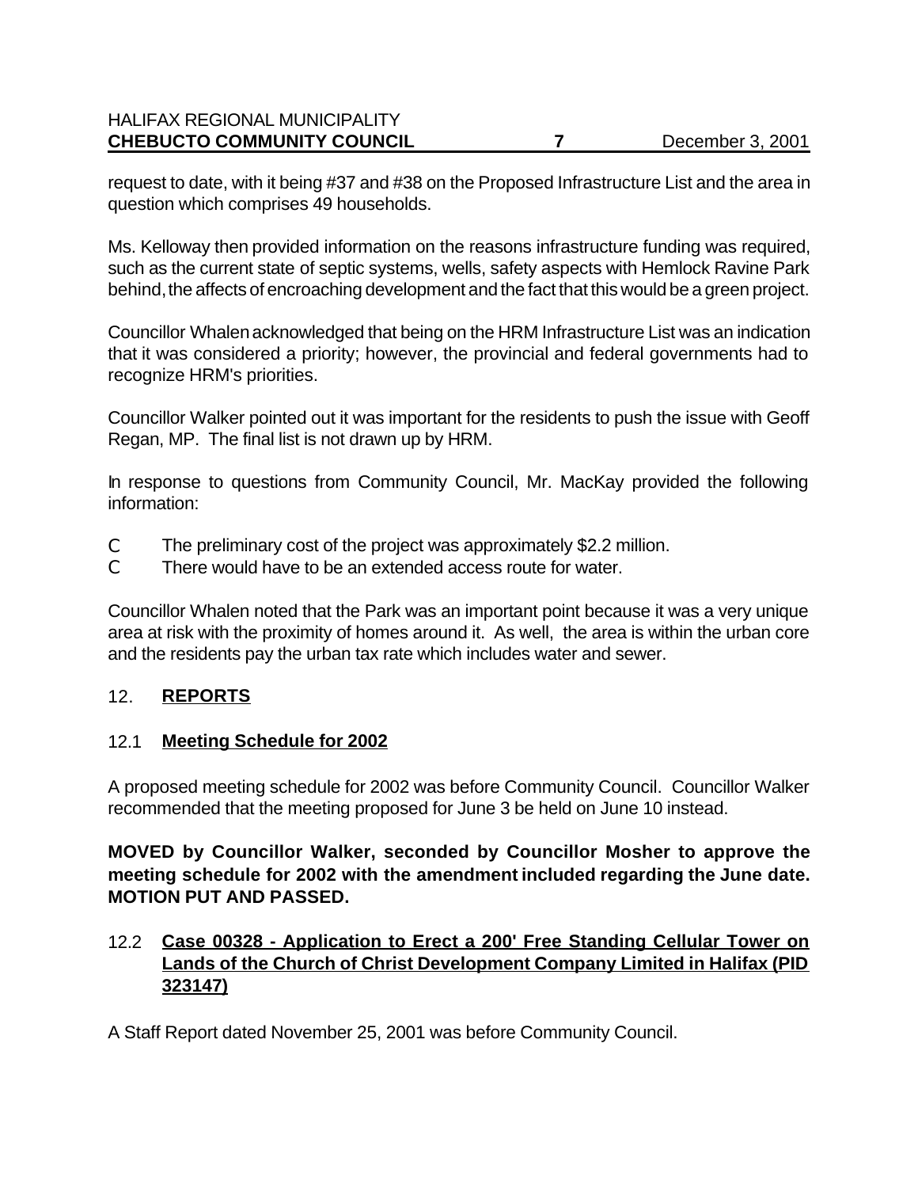request to date, with it being #37 and #38 on the Proposed Infrastructure List and the area in question which comprises 49 households.

Ms. Kelloway then provided information on the reasons infrastructure funding was required, such as the current state of septic systems, wells, safety aspects with Hemlock Ravine Park behind, the affects of encroaching development and the fact that this would be a green project.

Councillor Whalen acknowledged that being on the HRM Infrastructure List was an indication that it was considered a priority; however, the provincial and federal governments had to recognize HRM's priorities.

Councillor Walker pointed out it was important for the residents to push the issue with Geoff Regan, MP. The final list is not drawn up by HRM.

In response to questions from Community Council, Mr. MacKay provided the following information:

- The preliminary cost of the project was approximately $2.2 million.
- There would have to be an extended access route for water.

Councillor Whalen noted that the Park was an important point because it was a very unique area at risk with the proximity of homes around it. As well, the area is within the urban core and the residents pay the urban tax rate which includes water and sewer.

## 12. REPORTS

### 12.1 Meeting Schedule for 2002

A proposed meeting schedule for 2002 was before Community Council. Councillor Walker recommended that the meeting proposed for June 3 be held on June 10 instead.

**MOVED by Councillor Walker, seconded by Councillor Mosher to approve the meeting schedule for 2002 with the amendment included regarding the June date. MOTION PUT AND PASSED.**

### 12.2 Case 00328 - Application to Erect a 200' Free Standing Cellular Tower on Lands of the Church of Christ Development Company Limited in Halifax (PID 323147)

A Staff Report dated November 25, 2001 was before Community Council.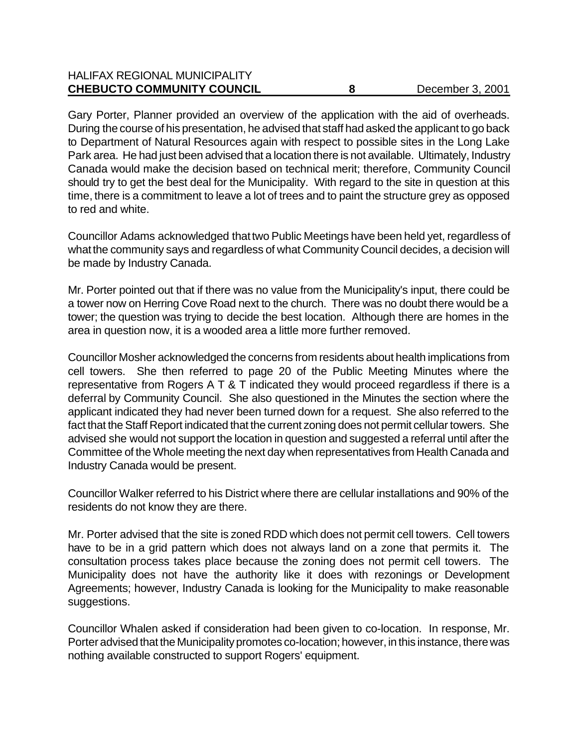Gary Porter, Planner provided an overview of the application with the aid of overheads. During the course of his presentation, he advised that staff had asked the applicant to go back to Department of Natural Resources again with respect to possible sites in the Long Lake Park area. He had just been advised that a location there is not available. Ultimately, Industry Canada would make the decision based on technical merit; therefore, Community Council should try to get the best deal for the Municipality. With regard to the site in question at this time, there is a commitment to leave a lot of trees and to paint the structure grey as opposed to red and white.

Councillor Adams acknowledged that two Public Meetings have been held yet, regardless of what the community says and regardless of what Community Council decides, a decision will be made by Industry Canada.

Mr. Porter pointed out that if there was no value from the Municipality's input, there could be a tower now on Herring Cove Road next to the church. There was no doubt there would be a tower; the question was trying to decide the best location. Although there are homes in the area in question now, it is a wooded area a little more further removed.

Councillor Mosher acknowledged the concerns from residents about health implications from cell towers. She then referred to page 20 of the Public Meeting Minutes where the representative from Rogers A T & T indicated they would proceed regardless if there is a deferral by Community Council. She also questioned in the Minutes the section where the applicant indicated they had never been turned down for a request. She also referred to the fact that the Staff Report indicated that the current zoning does not permit cellular towers. She advised she would not support the location in question and suggested a referral until after the Committee of the Whole meeting the next day when representatives from Health Canada and Industry Canada would be present.

Councillor Walker referred to his District where there are cellular installations and 90% of the residents do not know they are there.

Mr. Porter advised that the site is zoned RDD which does not permit cell towers. Cell towers have to be in a grid pattern which does not always land on a zone that permits it. The consultation process takes place because the zoning does not permit cell towers. The Municipality does not have the authority like it does with rezonings or Development Agreements; however, Industry Canada is looking for the Municipality to make reasonable suggestions.

Councillor Whalen asked if consideration had been given to co-location. In response, Mr. Porter advised that the Municipality promotes co-location; however, in this instance, there was nothing available constructed to support Rogers' equipment.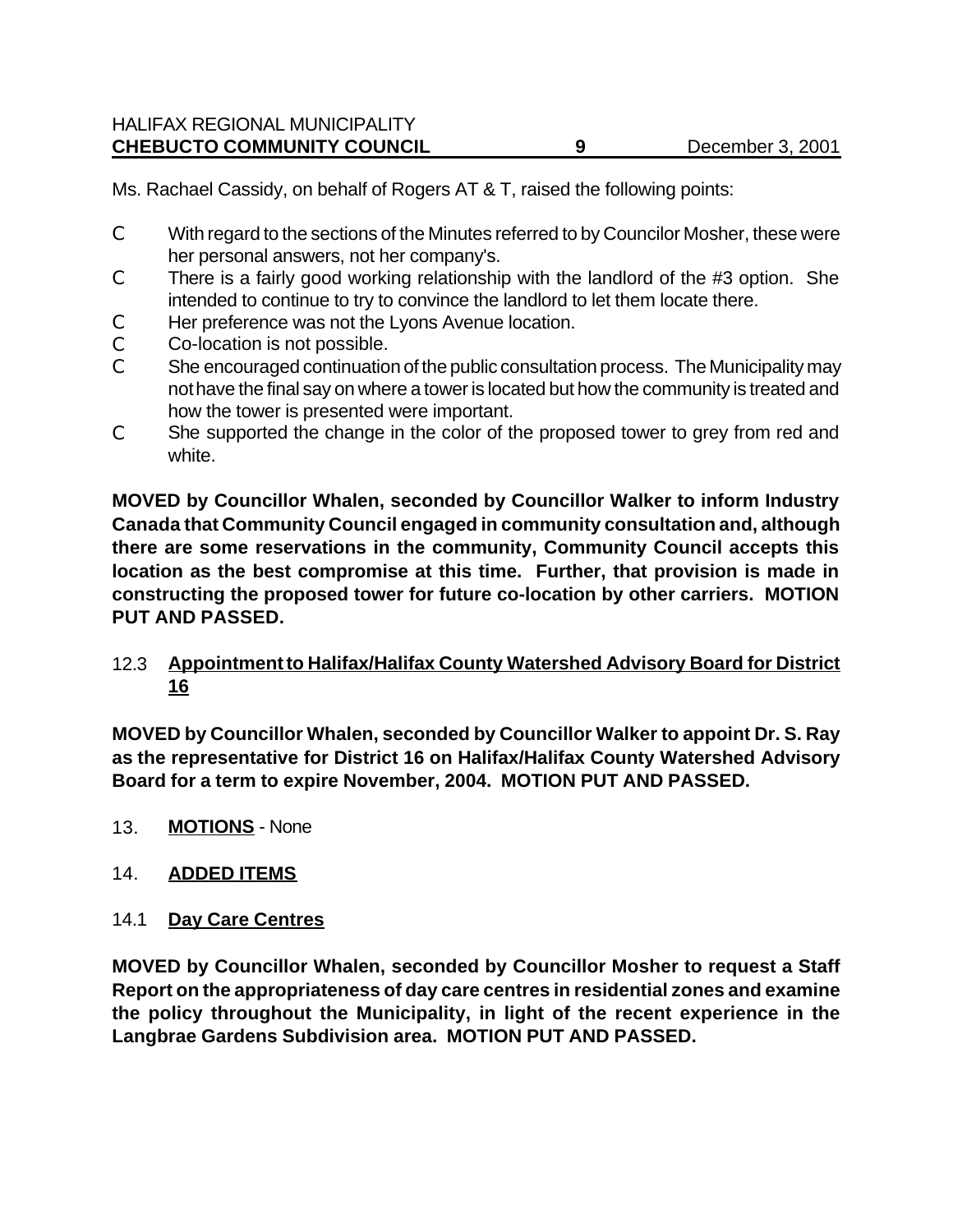Ms. Rachael Cassidy, on behalf of Rogers AT & T, raised the following points:

- With regard to the sections of the Minutes referred to by Councilor Mosher, these were her personal answers, not her company's.
- There is a fairly good working relationship with the landlord of the #3 option. She intended to continue to try to convince the landlord to let them locate there.
- Her preference was not the Lyons Avenue location.
- Co-location is not possible.
- She encouraged continuation of the public consultation process. The Municipality may not have the final say on where a tower is located but how the community is treated and how the tower is presented were important.
- She supported the change in the color of the proposed tower to grey from red and white.

**MOVED by Councillor Whalen, seconded by Councillor Walker to inform Industry Canada that Community Council engaged in community consultation and, although there are some reservations in the community, Community Council accepts this location as the best compromise at this time. Further, that provision is made in constructing the proposed tower for future co-location by other carriers. MOTION PUT AND PASSED.**

### 12.3 **Appointment to Halifax/Halifax County Watershed Advisory Board for District 16**

**MOVED by Councillor Whalen, seconded by Councillor Walker to appoint Dr. S. Ray as the representative for District 16 on Halifax/Halifax County Watershed Advisory Board for a term to expire November, 2004. MOTION PUT AND PASSED.**

## 13. **MOTIONS** - None

## 14. **ADDED ITEMS**

### 14.1 **Day Care Centres**

**MOVED by Councillor Whalen, seconded by Councillor Mosher to request a Staff Report on the appropriateness of day care centres in residential zones and examine the policy throughout the Municipality, in light of the recent experience in the Langbrae Gardens Subdivision area. MOTION PUT AND PASSED.**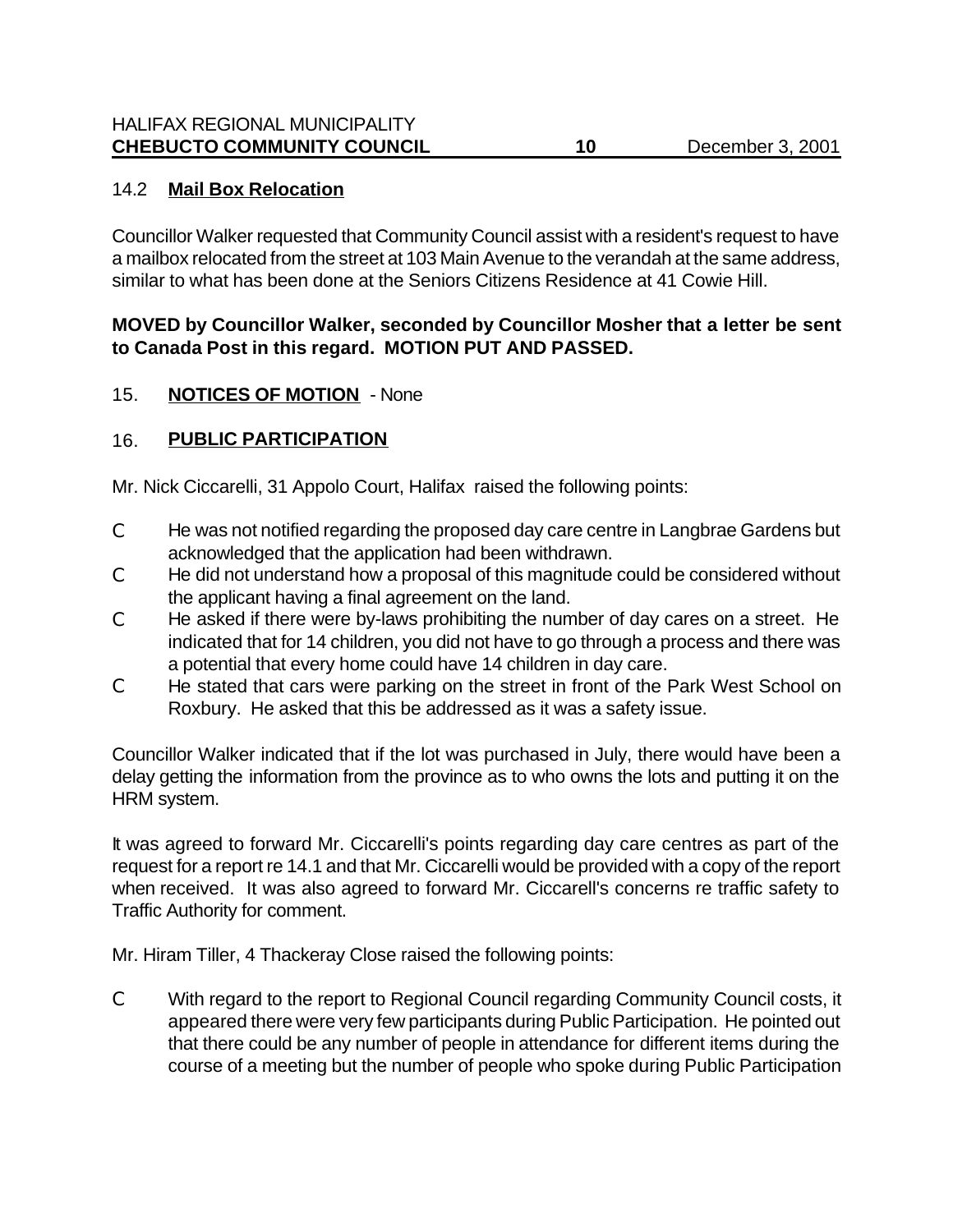### 14.2 **Mail Box Relocation**

Councillor Walker requested that Community Council assist with a resident's request to have a mailbox relocated from the street at 103 Main Avenue to the verandah at the same address, similar to what has been done at the Seniors Citizens Residence at 41 Cowie Hill.

**MOVED by Councillor Walker, seconded by Councillor Mosher that a letter be sent to Canada Post in this regard. MOTION PUT AND PASSED.**

## 15. **NOTICES OF MOTION** - None

## 16. **PUBLIC PARTICIPATION**

Mr. Nick Ciccarelli, 31 Appolo Court, Halifax raised the following points:

- He was not notified regarding the proposed day care centre in Langbrae Gardens but acknowledged that the application had been withdrawn.
- He did not understand how a proposal of this magnitude could be considered without the applicant having a final agreement on the land.
- He asked if there were by-laws prohibiting the number of day cares on a street. He indicated that for 14 children, you did not have to go through a process and there was a potential that every home could have 14 children in day care.
- He stated that cars were parking on the street in front of the Park West School on Roxbury. He asked that this be addressed as it was a safety issue.

Councillor Walker indicated that if the lot was purchased in July, there would have been a delay getting the information from the province as to who owns the lots and putting it on the HRM system.

It was agreed to forward Mr. Ciccarelli's points regarding day care centres as part of the request for a report re 14.1 and that Mr. Ciccarelli would be provided with a copy of the report when received. It was also agreed to forward Mr. Ciccarell's concerns re traffic safety to Traffic Authority for comment.

Mr. Hiram Tiller, 4 Thackeray Close raised the following points:

- With regard to the report to Regional Council regarding Community Council costs, it appeared there were very few participants during Public Participation. He pointed out that there could be any number of people in attendance for different items during the course of a meeting but the number of people who spoke during Public Participation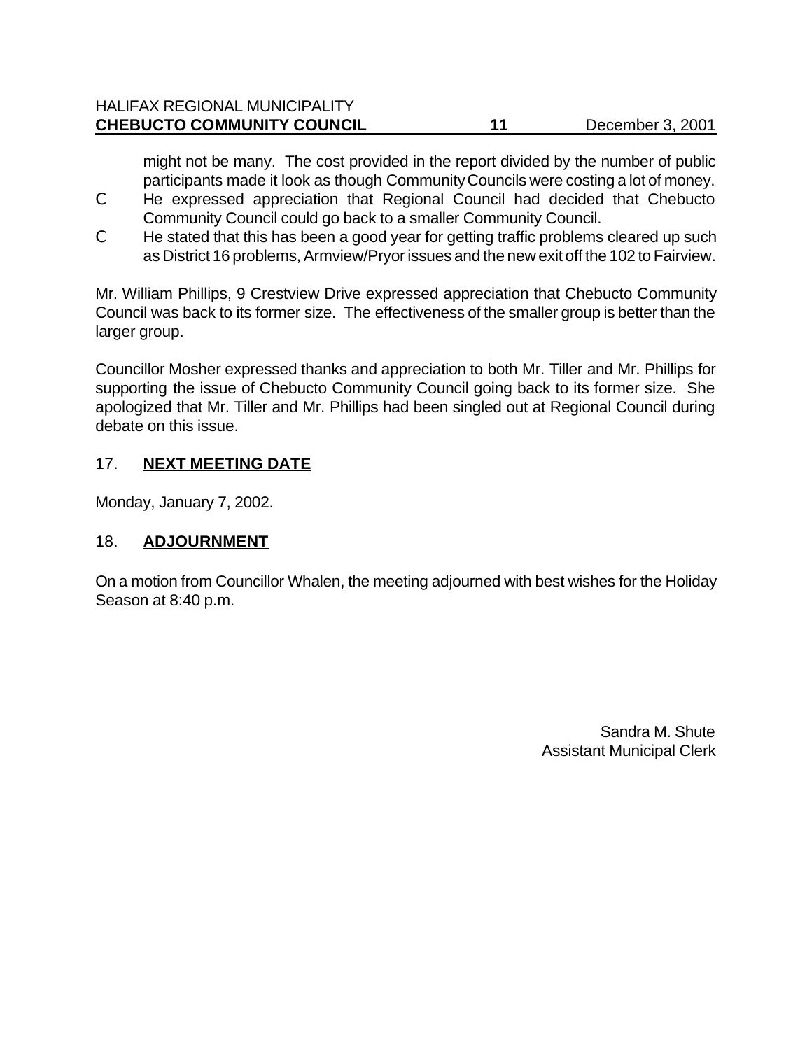might not be many. The cost provided in the report divided by the number of public participants made it look as though Community Councils were costing a lot of money.

- He expressed appreciation that Regional Council had decided that Chebucto Community Council could go back to a smaller Community Council.
- He stated that this has been a good year for getting traffic problems cleared up such as District 16 problems, Armview/Pryor issues and the new exit off the 102 to Fairview.

Mr. William Phillips, 9 Crestview Drive expressed appreciation that Chebucto Community Council was back to its former size. The effectiveness of the smaller group is better than the larger group.

Councillor Mosher expressed thanks and appreciation to both Mr. Tiller and Mr. Phillips for supporting the issue of Chebucto Community Council going back to its former size. She apologized that Mr. Tiller and Mr. Phillips had been singled out at Regional Council during debate on this issue.

## 17. **NEXT MEETING DATE**

Monday, January 7, 2002.

## 18. **ADJOURNMENT**

On a motion from Councillor Whalen, the meeting adjourned with best wishes for the Holiday Season at 8:40 p.m.

Sandra M. Shute
Assistant Municipal Clerk